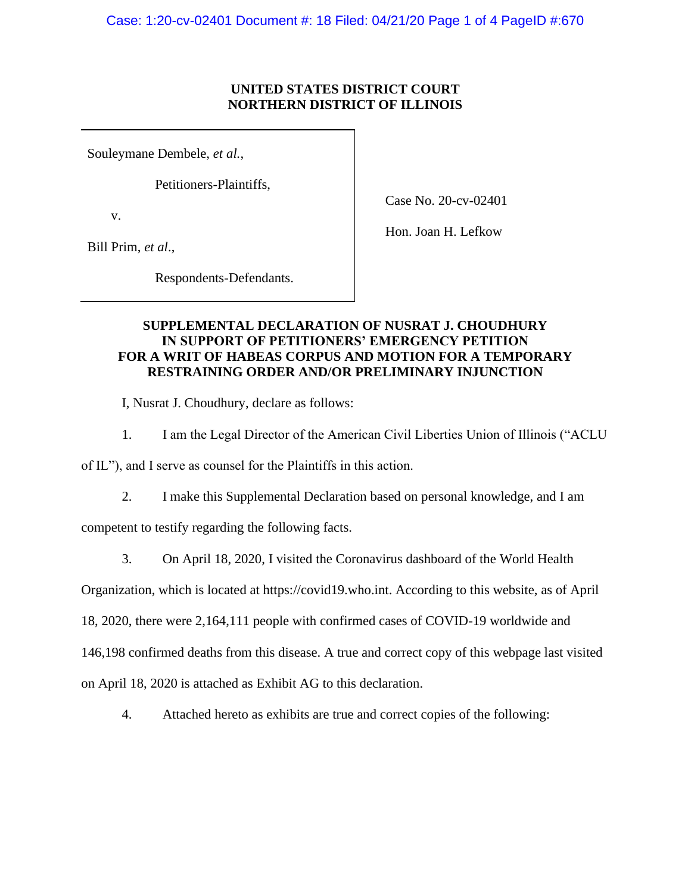**UNITED STATES DISTRICT COURT**
**NORTHERN DISTRICT OF ILLINOIS**

Souleymane Dembele, *et al.*,

Petitioners-Plaintiffs,

v.

Bill Prim, *et al*.,

Respondents-Defendants.

Case No. 20-cv-02401

Hon. Joan H. Lefkow

**SUPPLEMENTAL DECLARATION OF NUSRAT J. CHOUDHURY IN SUPPORT OF PETITIONERS' EMERGENCY PETITION FOR A WRIT OF HABEAS CORPUS AND MOTION FOR A TEMPORARY RESTRAINING ORDER AND/OR PRELIMINARY INJUNCTION**

I, Nusrat J. Choudhury, declare as follows:

1. I am the Legal Director of the American Civil Liberties Union of Illinois ("ACLU of IL"), and I serve as counsel for the Plaintiffs in this action.

2. I make this Supplemental Declaration based on personal knowledge, and I am competent to testify regarding the following facts.

3. On April 18, 2020, I visited the Coronavirus dashboard of the World Health Organization, which is located at https://covid19.who.int. According to this website, as of April 18, 2020, there were 2,164,111 people with confirmed cases of COVID-19 worldwide and 146,198 confirmed deaths from this disease. A true and correct copy of this webpage last visited on April 18, 2020 is attached as Exhibit AG to this declaration.

4. Attached hereto as exhibits are true and correct copies of the following: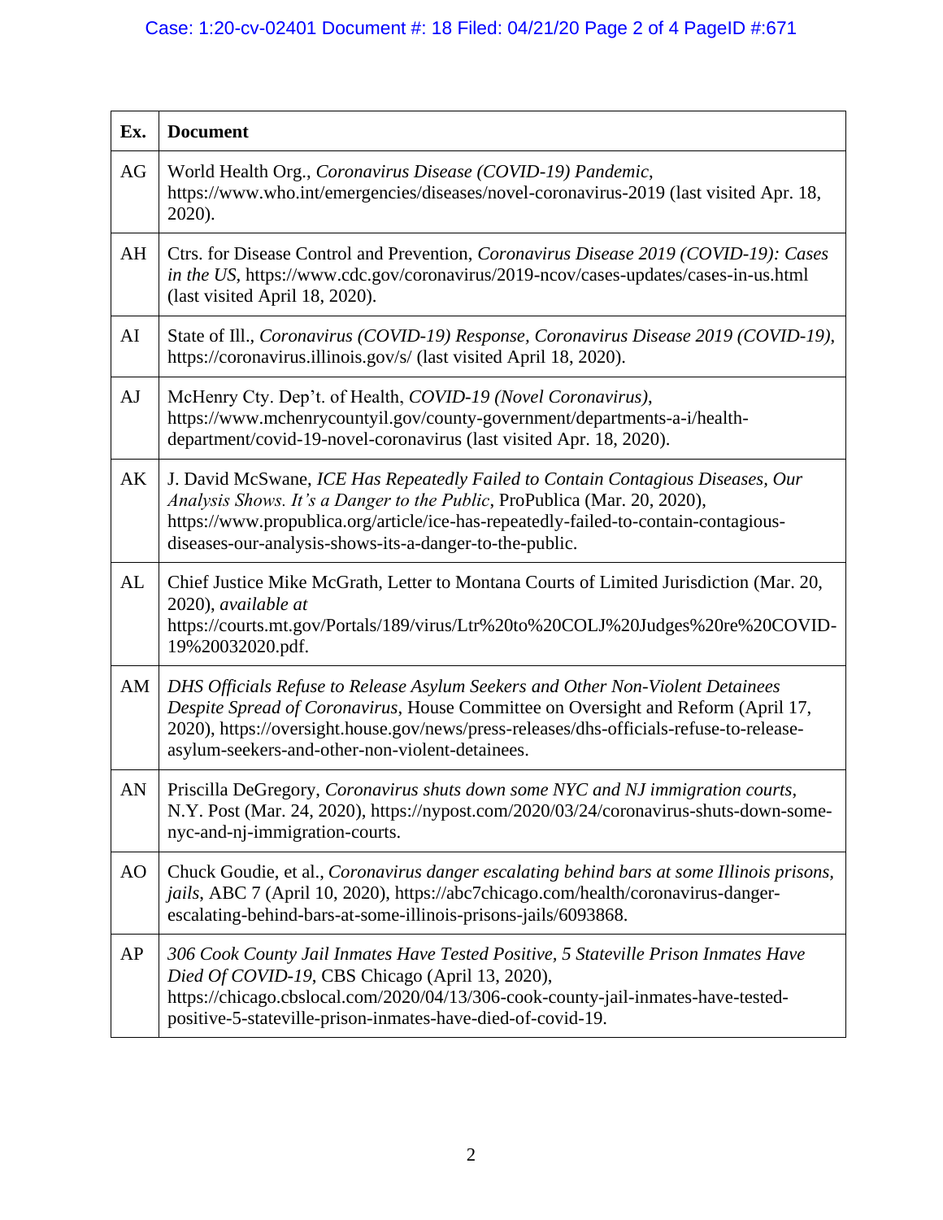| Ex. | Document |
|---|---|
| AG | World Health Org., *Coronavirus Disease (COVID-19) Pandemic*, https://www.who.int/emergencies/diseases/novel-coronavirus-2019 (last visited Apr. 18, 2020). |
| AH | Ctrs. for Disease Control and Prevention, *Coronavirus Disease 2019 (COVID-19): Cases in the US*, https://www.cdc.gov/coronavirus/2019-ncov/cases-updates/cases-in-us.html (last visited April 18, 2020). |
| AI | State of Ill., *Coronavirus (COVID-19) Response*, *Coronavirus Disease 2019 (COVID-19)*, https://coronavirus.illinois.gov/s/ (last visited April 18, 2020). |
| AJ | McHenry Cty. Dep't. of Health, *COVID-19 (Novel Coronavirus)*, https://www.mchenrycountyil.gov/county-government/departments-a-i/health-department/covid-19-novel-coronavirus (last visited Apr. 18, 2020). |
| AK | J. David McSwane, *ICE Has Repeatedly Failed to Contain Contagious Diseases, Our Analysis Shows. It's a Danger to the Public*, ProPublica (Mar. 20, 2020), https://www.propublica.org/article/ice-has-repeatedly-failed-to-contain-contagious-diseases-our-analysis-shows-its-a-danger-to-the-public. |
| AL | Chief Justice Mike McGrath, Letter to Montana Courts of Limited Jurisdiction (Mar. 20, 2020), *available at* https://courts.mt.gov/Portals/189/virus/Ltr%20to%20COLJ%20Judges%20re%20COVID-19%20032020.pdf. |
| AM | *DHS Officials Refuse to Release Asylum Seekers and Other Non-Violent Detainees Despite Spread of Coronavirus*, House Committee on Oversight and Reform (April 17, 2020), https://oversight.house.gov/news/press-releases/dhs-officials-refuse-to-release-asylum-seekers-and-other-non-violent-detainees. |
| AN | Priscilla DeGregory, *Coronavirus shuts down some NYC and NJ immigration courts*, N.Y. Post (Mar. 24, 2020), https://nypost.com/2020/03/24/coronavirus-shuts-down-some-nyc-and-nj-immigration-courts. |
| AO | Chuck Goudie, et al., *Coronavirus danger escalating behind bars at some Illinois prisons, jails*, ABC 7 (April 10, 2020), https://abc7chicago.com/health/coronavirus-danger-escalating-behind-bars-at-some-illinois-prisons-jails/6093868. |
| AP | *306 Cook County Jail Inmates Have Tested Positive, 5 Stateville Prison Inmates Have Died Of COVID-19*, CBS Chicago (April 13, 2020), https://chicago.cbslocal.com/2020/04/13/306-cook-county-jail-inmates-have-tested-positive-5-stateville-prison-inmates-have-died-of-covid-19. |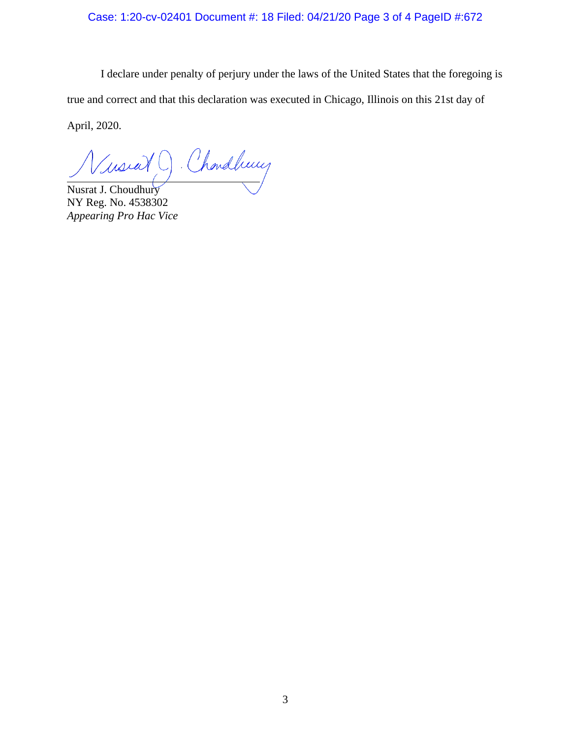I declare under penalty of perjury under the laws of the United States that the foregoing is true and correct and that this declaration was executed in Chicago, Illinois on this 21st day of April, 2020.

Nusrat J. Choudhury
NY Reg. No. 4538302
*Appearing Pro Hac Vice*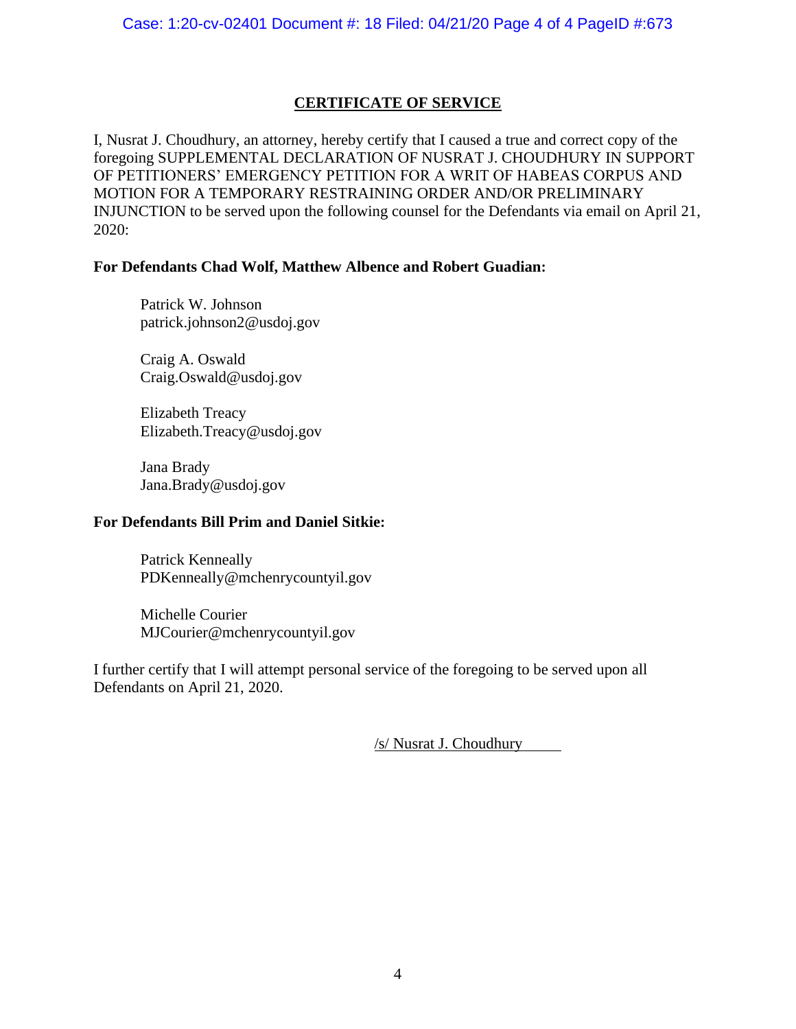## CERTIFICATE OF SERVICE

I, Nusrat J. Choudhury, an attorney, hereby certify that I caused a true and correct copy of the foregoing SUPPLEMENTAL DECLARATION OF NUSRAT J. CHOUDHURY IN SUPPORT OF PETITIONERS' EMERGENCY PETITION FOR A WRIT OF HABEAS CORPUS AND MOTION FOR A TEMPORARY RESTRAINING ORDER AND/OR PRELIMINARY INJUNCTION to be served upon the following counsel for the Defendants via email on April 21, 2020:

**For Defendants Chad Wolf, Matthew Albence and Robert Guadian:**

Patrick W. Johnson
patrick.johnson2@usdoj.gov

Craig A. Oswald
Craig.Oswald@usdoj.gov

Elizabeth Treacy
Elizabeth.Treacy@usdoj.gov

Jana Brady
Jana.Brady@usdoj.gov

**For Defendants Bill Prim and Daniel Sitkie:**

Patrick Kenneally
PDKenneally@mchenrycountyil.gov

Michelle Courier
MJCourier@mchenrycountyil.gov

I further certify that I will attempt personal service of the foregoing to be served upon all Defendants on April 21, 2020.

/s/ Nusrat J. Choudhury